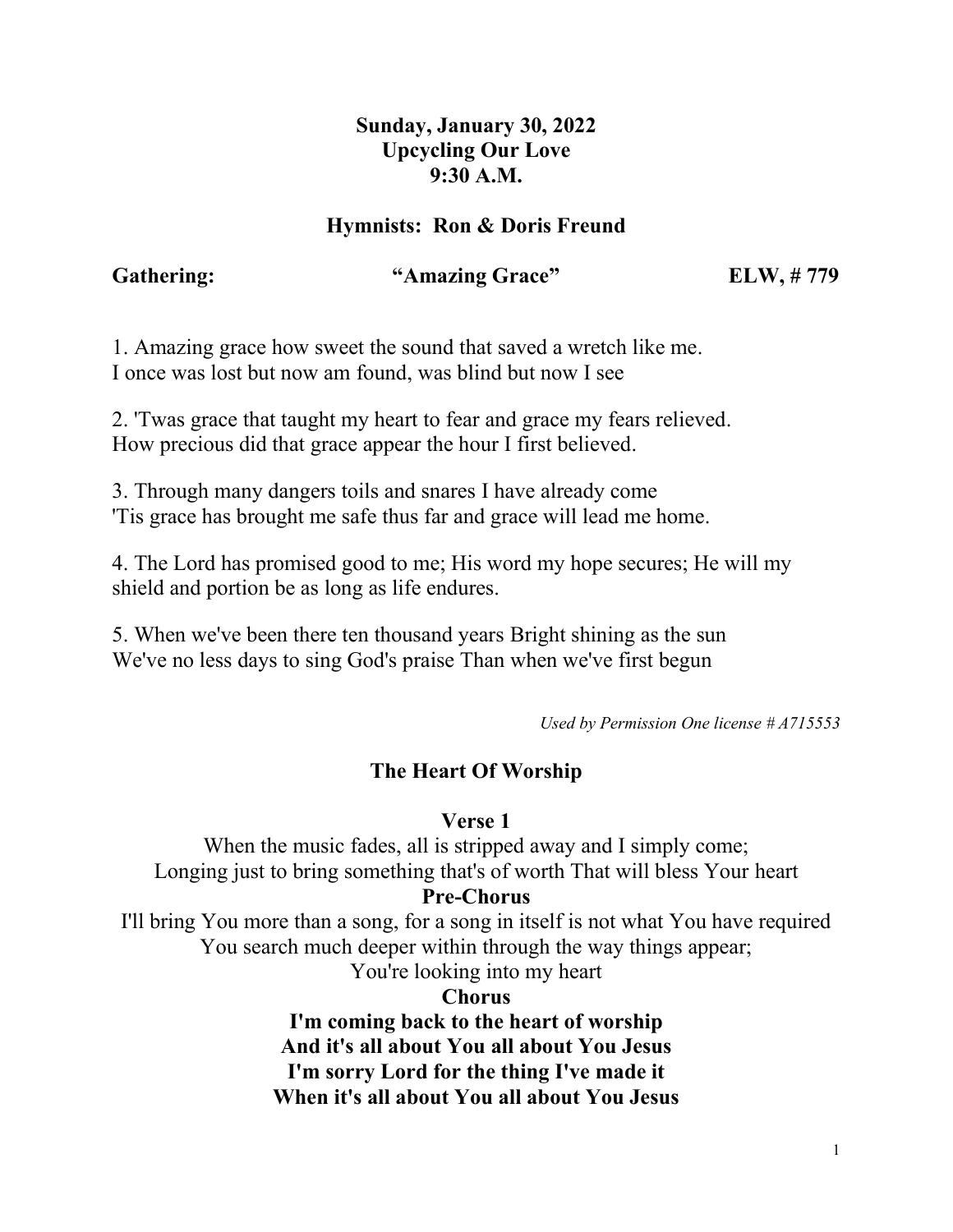**Sunday, January 30, 2022**
**Upcycling Our Love**
**9:30 A.M.**

**Hymnists: Ron & Doris Freund**

**Gathering:** **"Amazing Grace"** **ELW, # 779**

1. Amazing grace how sweet the sound that saved a wretch like me.
I once was lost but now am found, was blind but now I see

2. 'Twas grace that taught my heart to fear and grace my fears relieved.
How precious did that grace appear the hour I first believed.

3. Through many dangers toils and snares I have already come
'Tis grace has brought me safe thus far and grace will lead me home.

4. The Lord has promised good to me; His word my hope secures; He will my shield and portion be as long as life endures.

5. When we've been there ten thousand years Bright shining as the sun
We've no less days to sing God's praise Than when we've first begun

*Used by Permission One license # A715553*

## The Heart Of Worship

**Verse 1**

When the music fades, all is stripped away and I simply come;
Longing just to bring something that's of worth That will bless Your heart

**Pre-Chorus**

I'll bring You more than a song, for a song in itself is not what You have required
You search much deeper within through the way things appear;
You're looking into my heart

**Chorus**

**I'm coming back to the heart of worship**
**And it's all about You all about You Jesus**
**I'm sorry Lord for the thing I've made it**
**When it's all about You all about You Jesus**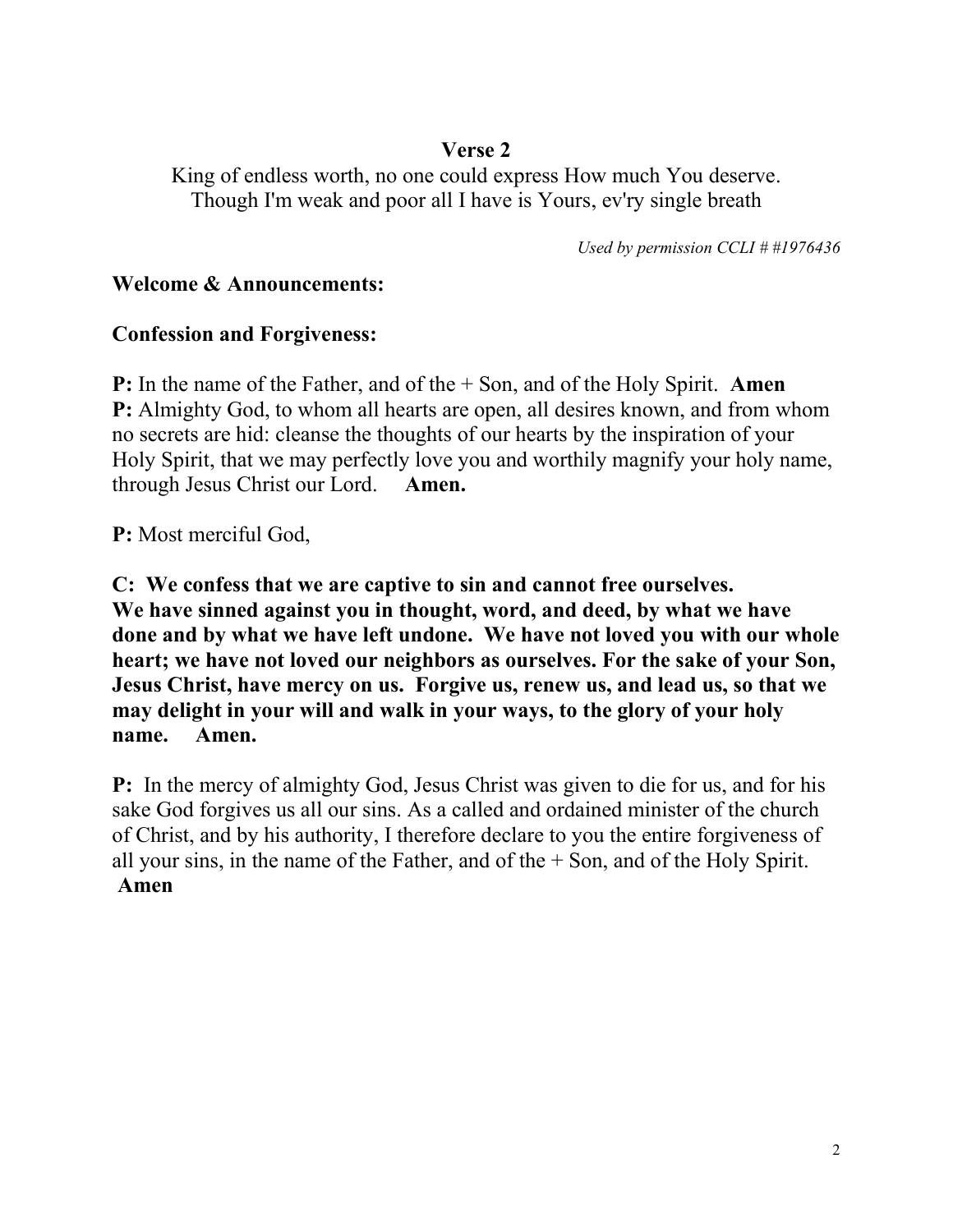**Verse 2**

King of endless worth, no one could express How much You deserve.
Though I'm weak and poor all I have is Yours, ev'ry single breath

*Used by permission CCLI # #1976436*

**Welcome & Announcements:**

**Confession and Forgiveness:**

**P:** In the name of the Father, and of the + Son, and of the Holy Spirit. **Amen**
**P:** Almighty God, to whom all hearts are open, all desires known, and from whom no secrets are hid: cleanse the thoughts of our hearts by the inspiration of your Holy Spirit, that we may perfectly love you and worthily magnify your holy name, through Jesus Christ our Lord. **Amen.**

**P:** Most merciful God,

**C: We confess that we are captive to sin and cannot free ourselves. We have sinned against you in thought, word, and deed, by what we have done and by what we have left undone. We have not loved you with our whole heart; we have not loved our neighbors as ourselves. For the sake of your Son, Jesus Christ, have mercy on us. Forgive us, renew us, and lead us, so that we may delight in your will and walk in your ways, to the glory of your holy name. Amen.**

**P:** In the mercy of almighty God, Jesus Christ was given to die for us, and for his sake God forgives us all our sins. As a called and ordained minister of the church of Christ, and by his authority, I therefore declare to you the entire forgiveness of all your sins, in the name of the Father, and of the + Son, and of the Holy Spirit. **Amen**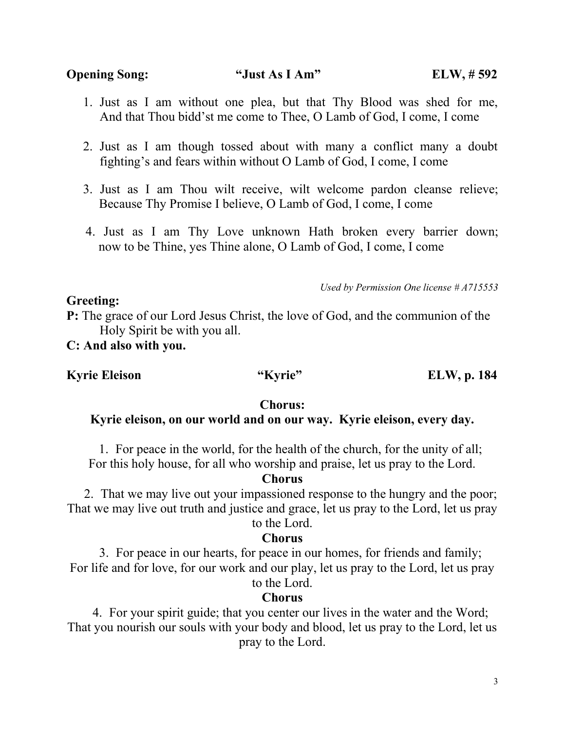**Opening Song: "Just As I Am" ELW, # 592**

1. Just as I am without one plea, but that Thy Blood was shed for me, And that Thou bidd'st me come to Thee, O Lamb of God, I come, I come

2. Just as I am though tossed about with many a conflict many a doubt fighting's and fears within without O Lamb of God, I come, I come

3. Just as I am Thou wilt receive, wilt welcome pardon cleanse relieve; Because Thy Promise I believe, O Lamb of God, I come, I come

4. Just as I am Thy Love unknown Hath broken every barrier down; now to be Thine, yes Thine alone, O Lamb of God, I come, I come

*Used by Permission One license # A715553*

**Greeting:**

**P:** The grace of our Lord Jesus Christ, the love of God, and the communion of the Holy Spirit be with you all.

**C: And also with you.**

**Kyrie Eleison "Kyrie" ELW, p. 184**

**Chorus:**

**Kyrie eleison, on our world and on our way. Kyrie eleison, every day.**

1. For peace in the world, for the health of the church, for the unity of all; For this holy house, for all who worship and praise, let us pray to the Lord.

**Chorus**

2. That we may live out your impassioned response to the hungry and the poor; That we may live out truth and justice and grace, let us pray to the Lord, let us pray to the Lord.

**Chorus**

3. For peace in our hearts, for peace in our homes, for friends and family; For life and for love, for our work and our play, let us pray to the Lord, let us pray to the Lord.

**Chorus**

4. For your spirit guide; that you center our lives in the water and the Word; That you nourish our souls with your body and blood, let us pray to the Lord, let us pray to the Lord.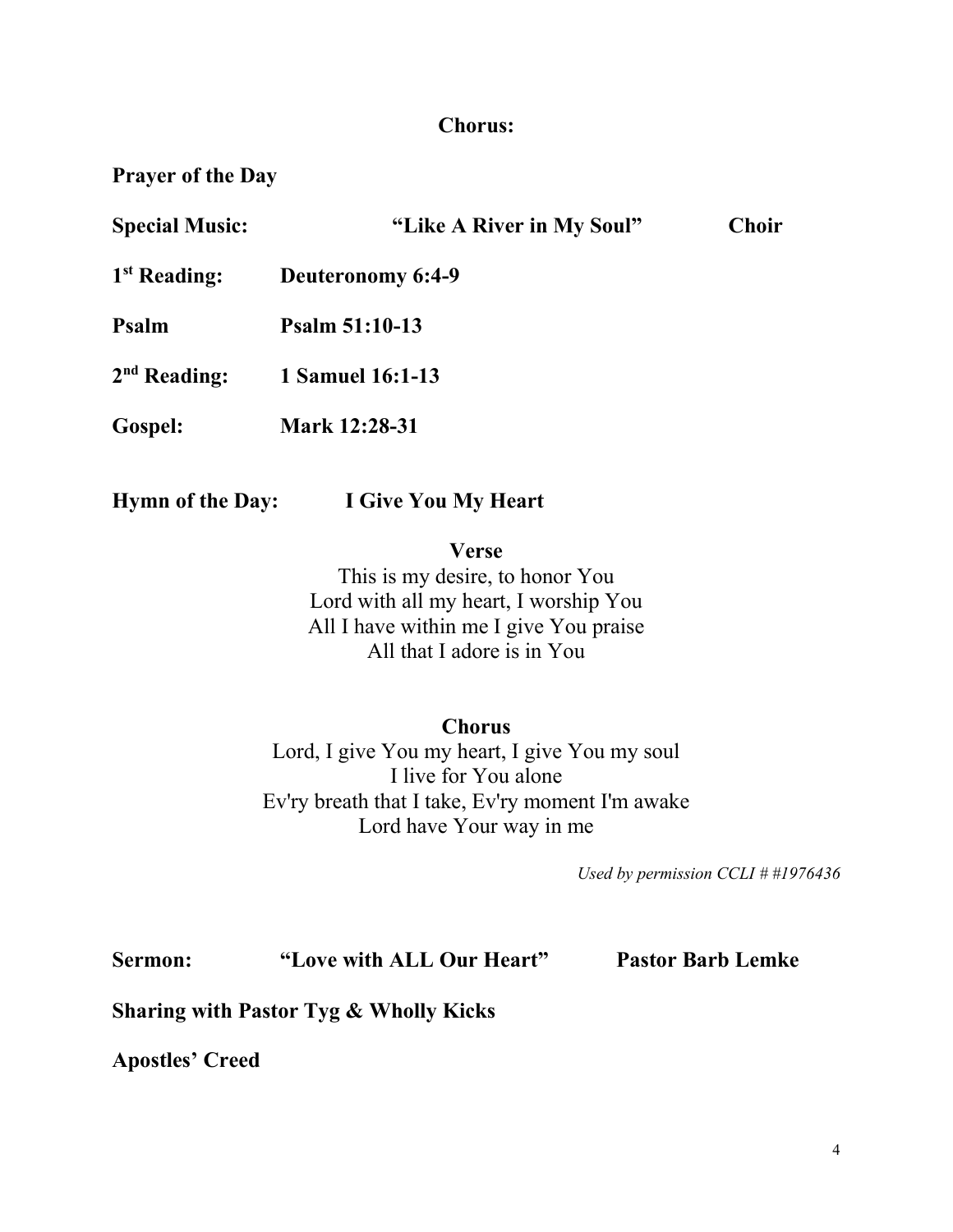**Chorus:**

**Prayer of the Day**

**Special Music:** **"Like A River in My Soul"** **Choir**

**1st Reading:** **Deuteronomy 6:4-9**

**Psalm** **Psalm 51:10-13**

**2nd Reading:** **1 Samuel 16:1-13**

**Gospel:** **Mark 12:28-31**

**Hymn of the Day:** **I Give You My Heart**

**Verse**

This is my desire, to honor You
Lord with all my heart, I worship You
All I have within me I give You praise
All that I adore is in You

**Chorus**

Lord, I give You my heart, I give You my soul
I live for You alone
Ev'ry breath that I take, Ev'ry moment I'm awake
Lord have Your way in me

*Used by permission CCLI # #1976436*

**Sermon:** **"Love with ALL Our Heart"** **Pastor Barb Lemke**

**Sharing with Pastor Tyg & Wholly Kicks**

**Apostles' Creed**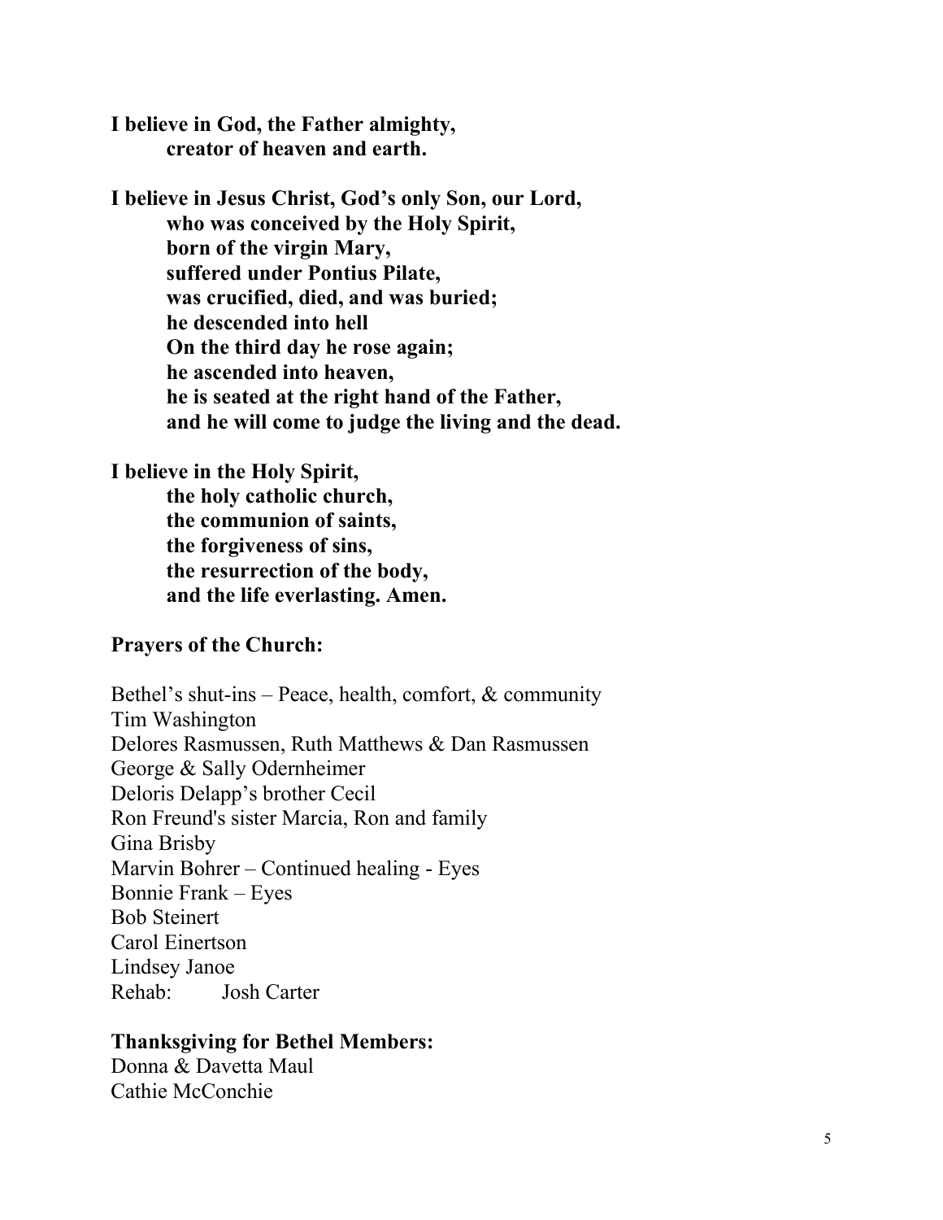**I believe in God, the Father almighty,**
**creator of heaven and earth.**

**I believe in Jesus Christ, God's only Son, our Lord,**
**who was conceived by the Holy Spirit,**
**born of the virgin Mary,**
**suffered under Pontius Pilate,**
**was crucified, died, and was buried;**
**he descended into hell**
**On the third day he rose again;**
**he ascended into heaven,**
**he is seated at the right hand of the Father,**
**and he will come to judge the living and the dead.**

**I believe in the Holy Spirit,**
**the holy catholic church,**
**the communion of saints,**
**the forgiveness of sins,**
**the resurrection of the body,**
**and the life everlasting. Amen.**

**Prayers of the Church:**

Bethel's shut-ins – Peace, health, comfort, & community
Tim Washington
Delores Rasmussen, Ruth Matthews & Dan Rasmussen
George & Sally Odernheimer
Deloris Delapp's brother Cecil
Ron Freund's sister Marcia, Ron and family
Gina Brisby
Marvin Bohrer – Continued healing - Eyes
Bonnie Frank – Eyes
Bob Steinert
Carol Einertson
Lindsey Janoe
Rehab: Josh Carter

**Thanksgiving for Bethel Members:**
Donna & Davetta Maul
Cathie McConchie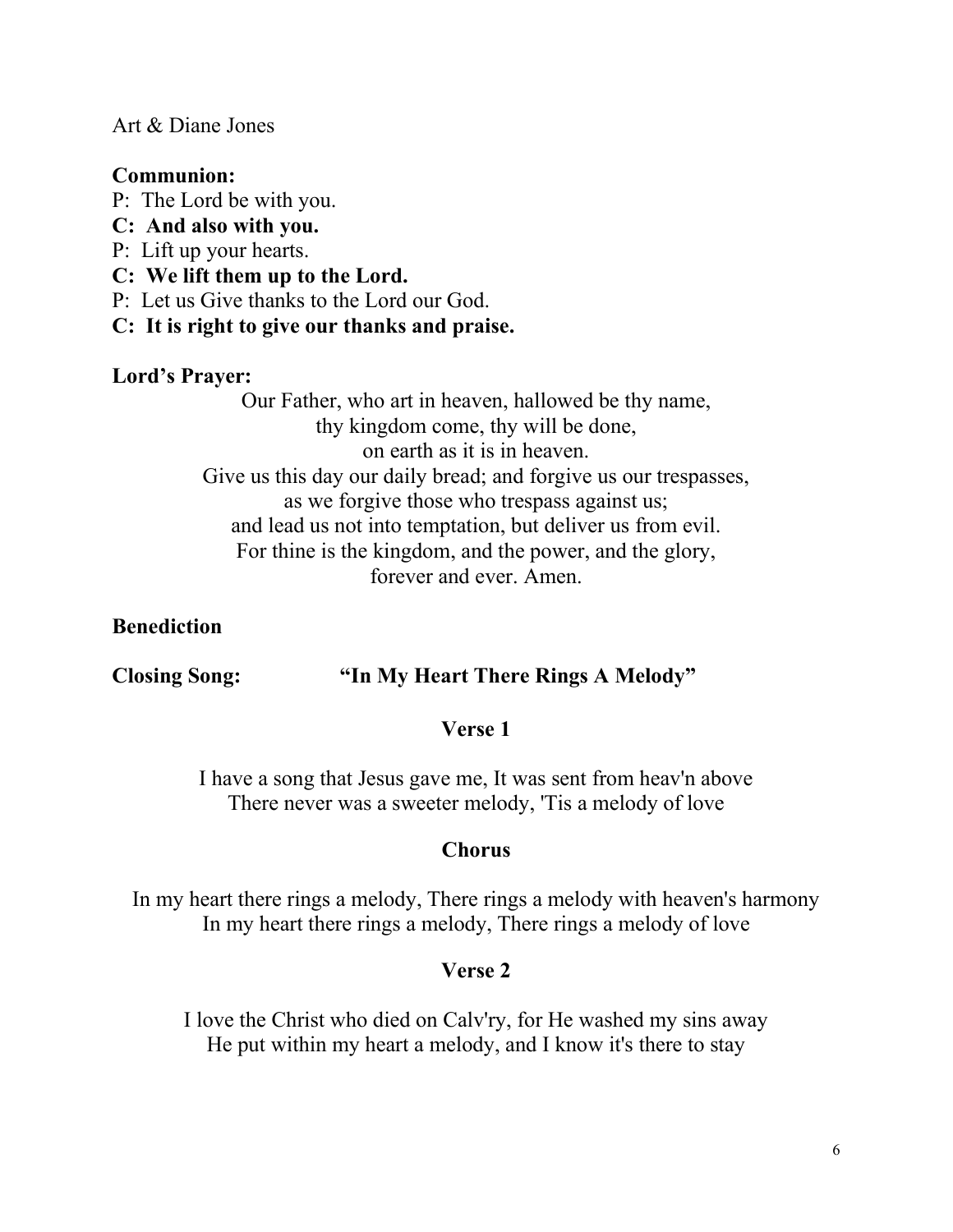Art & Diane Jones

**Communion:**

P: The Lord be with you.

**C: And also with you.**

P: Lift up your hearts.

**C: We lift them up to the Lord.**

P: Let us Give thanks to the Lord our God.

**C: It is right to give our thanks and praise.**

**Lord's Prayer:**

Our Father, who art in heaven, hallowed be thy name,
thy kingdom come, thy will be done,
on earth as it is in heaven.
Give us this day our daily bread; and forgive us our trespasses,
as we forgive those who trespass against us;
and lead us not into temptation, but deliver us from evil.
For thine is the kingdom, and the power, and the glory,
forever and ever. Amen.

**Benediction**

**Closing Song: "In My Heart There Rings A Melody"**

**Verse 1**

I have a song that Jesus gave me, It was sent from heav'n above
There never was a sweeter melody, 'Tis a melody of love

**Chorus**

In my heart there rings a melody, There rings a melody with heaven's harmony
In my heart there rings a melody, There rings a melody of love

**Verse 2**

I love the Christ who died on Calv'ry, for He washed my sins away
He put within my heart a melody, and I know it's there to stay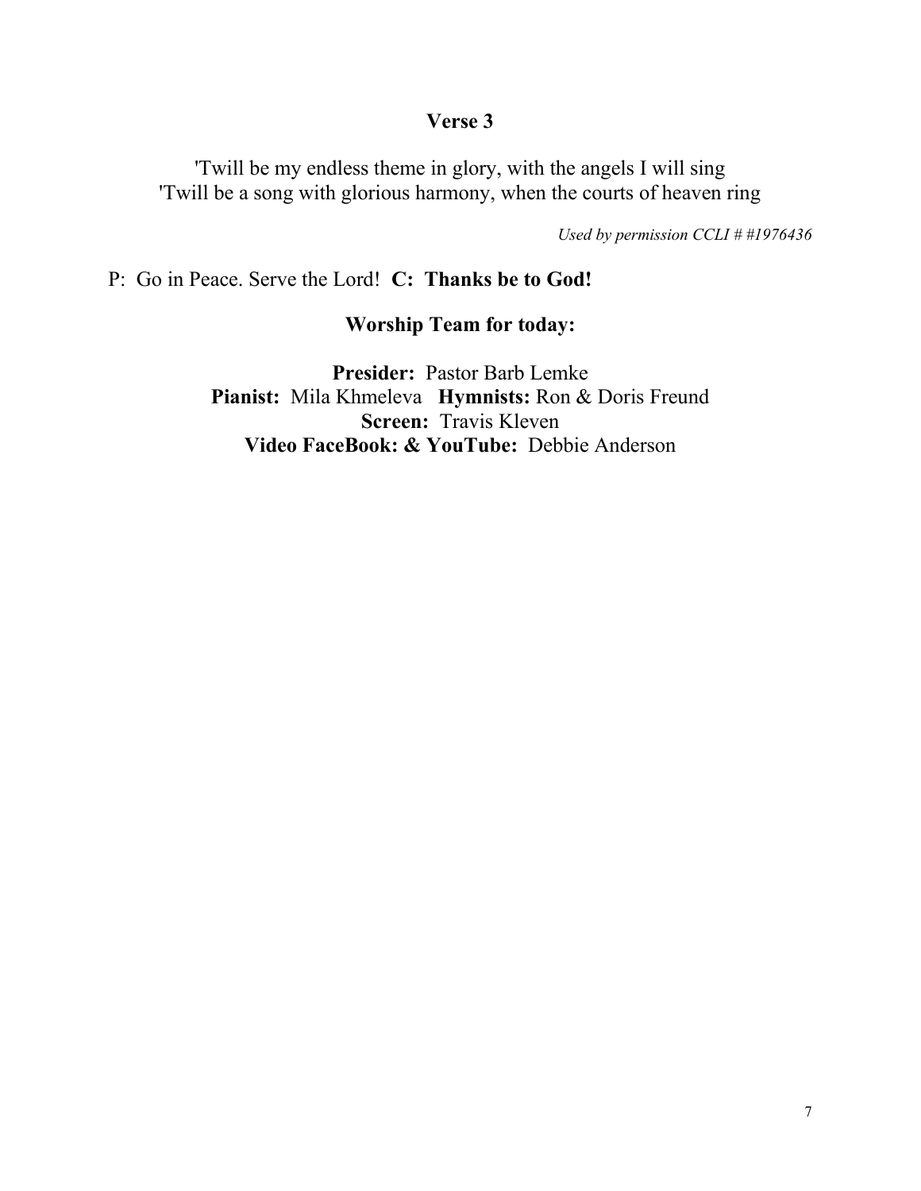**Verse 3**

'Twill be my endless theme in glory, with the angels I will sing
'Twill be a song with glorious harmony, when the courts of heaven ring

*Used by permission CCLI # #1976436*

P: Go in Peace. Serve the Lord! **C: Thanks be to God!**

**Worship Team for today:**

**Presider:** Pastor Barb Lemke
**Pianist:** Mila Khmeleva **Hymnists:** Ron & Doris Freund
**Screen:** Travis Kleven
**Video FaceBook: & YouTube:** Debbie Anderson